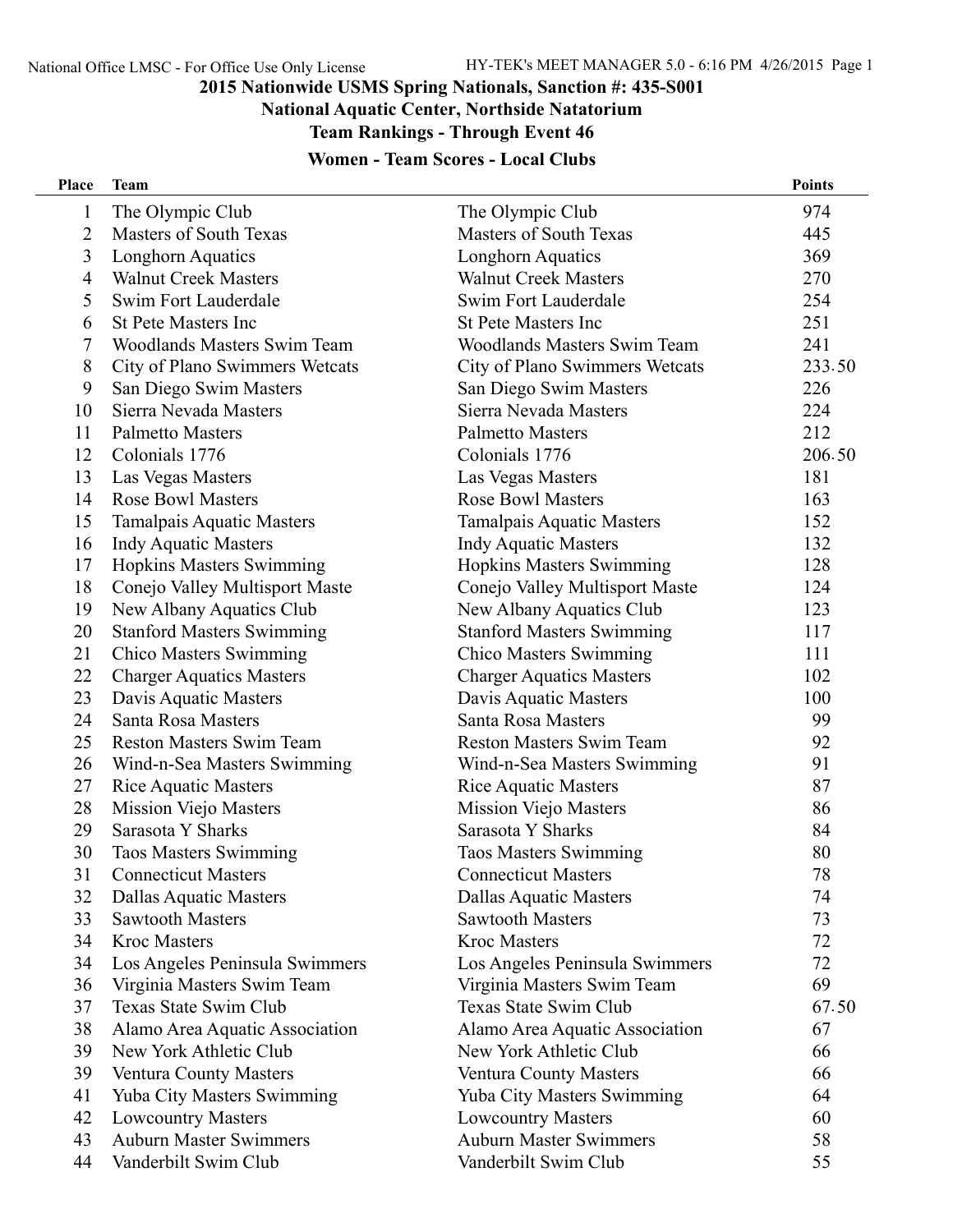# 2015 Nationwide USMS Spring Nationals, Sanction #: 435-S001

## National Aquatic Center, Northside Natatorium

### Team Rankings - Through Event 46

### Women - Team Scores - Local Clubs

| Place | Team | | Points |
|---|---|---|---|
| 1 | The Olympic Club | The Olympic Club | 974 |
| 2 | Masters of South Texas | Masters of South Texas | 445 |
| 3 | Longhorn Aquatics | Longhorn Aquatics | 369 |
| 4 | Walnut Creek Masters | Walnut Creek Masters | 270 |
| 5 | Swim Fort Lauderdale | Swim Fort Lauderdale | 254 |
| 6 | St Pete Masters Inc | St Pete Masters Inc | 251 |
| 7 | Woodlands Masters Swim Team | Woodlands Masters Swim Team | 241 |
| 8 | City of Plano Swimmers Wetcats | City of Plano Swimmers Wetcats | 233.50 |
| 9 | San Diego Swim Masters | San Diego Swim Masters | 226 |
| 10 | Sierra Nevada Masters | Sierra Nevada Masters | 224 |
| 11 | Palmetto Masters | Palmetto Masters | 212 |
| 12 | Colonials 1776 | Colonials 1776 | 206.50 |
| 13 | Las Vegas Masters | Las Vegas Masters | 181 |
| 14 | Rose Bowl Masters | Rose Bowl Masters | 163 |
| 15 | Tamalpais Aquatic Masters | Tamalpais Aquatic Masters | 152 |
| 16 | Indy Aquatic Masters | Indy Aquatic Masters | 132 |
| 17 | Hopkins Masters Swimming | Hopkins Masters Swimming | 128 |
| 18 | Conejo Valley Multisport Maste | Conejo Valley Multisport Maste | 124 |
| 19 | New Albany Aquatics Club | New Albany Aquatics Club | 123 |
| 20 | Stanford Masters Swimming | Stanford Masters Swimming | 117 |
| 21 | Chico Masters Swimming | Chico Masters Swimming | 111 |
| 22 | Charger Aquatics Masters | Charger Aquatics Masters | 102 |
| 23 | Davis Aquatic Masters | Davis Aquatic Masters | 100 |
| 24 | Santa Rosa Masters | Santa Rosa Masters | 99 |
| 25 | Reston Masters Swim Team | Reston Masters Swim Team | 92 |
| 26 | Wind-n-Sea Masters Swimming | Wind-n-Sea Masters Swimming | 91 |
| 27 | Rice Aquatic Masters | Rice Aquatic Masters | 87 |
| 28 | Mission Viejo Masters | Mission Viejo Masters | 86 |
| 29 | Sarasota Y Sharks | Sarasota Y Sharks | 84 |
| 30 | Taos Masters Swimming | Taos Masters Swimming | 80 |
| 31 | Connecticut Masters | Connecticut Masters | 78 |
| 32 | Dallas Aquatic Masters | Dallas Aquatic Masters | 74 |
| 33 | Sawtooth Masters | Sawtooth Masters | 73 |
| 34 | Kroc Masters | Kroc Masters | 72 |
| 34 | Los Angeles Peninsula Swimmers | Los Angeles Peninsula Swimmers | 72 |
| 36 | Virginia Masters Swim Team | Virginia Masters Swim Team | 69 |
| 37 | Texas State Swim Club | Texas State Swim Club | 67.50 |
| 38 | Alamo Area Aquatic Association | Alamo Area Aquatic Association | 67 |
| 39 | New York Athletic Club | New York Athletic Club | 66 |
| 39 | Ventura County Masters | Ventura County Masters | 66 |
| 41 | Yuba City Masters Swimming | Yuba City Masters Swimming | 64 |
| 42 | Lowcountry Masters | Lowcountry Masters | 60 |
| 43 | Auburn Master Swimmers | Auburn Master Swimmers | 58 |
| 44 | Vanderbilt Swim Club | Vanderbilt Swim Club | 55 |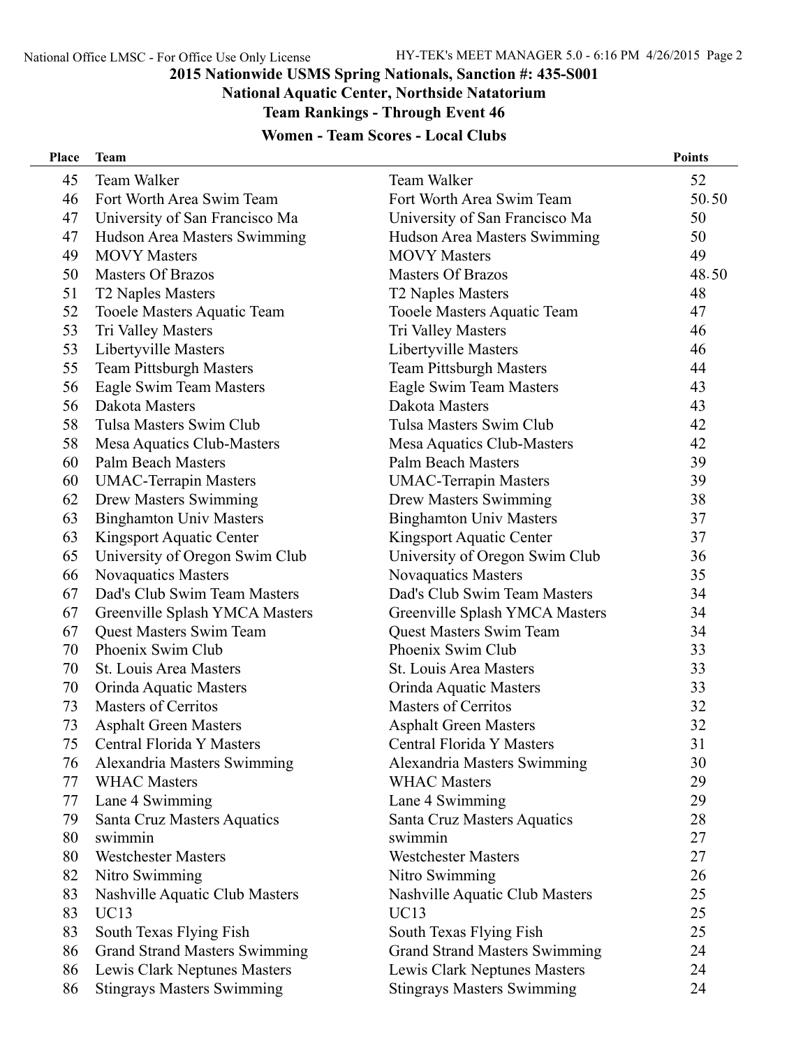## 2015 Nationwide USMS Spring Nationals, Sanction #: 435-S001

### National Aquatic Center, Northside Natatorium

### Team Rankings - Through Event 46

### Women - Team Scores - Local Clubs

| Place | Team | | Points |
|---|---|---|---|
| 45 | Team Walker | Team Walker | 52 |
| 46 | Fort Worth Area Swim Team | Fort Worth Area Swim Team | 50.50 |
| 47 | University of San Francisco Ma | University of San Francisco Ma | 50 |
| 47 | Hudson Area Masters Swimming | Hudson Area Masters Swimming | 50 |
| 49 | MOVY Masters | MOVY Masters | 49 |
| 50 | Masters Of Brazos | Masters Of Brazos | 48.50 |
| 51 | T2 Naples Masters | T2 Naples Masters | 48 |
| 52 | Tooele Masters Aquatic Team | Tooele Masters Aquatic Team | 47 |
| 53 | Tri Valley Masters | Tri Valley Masters | 46 |
| 53 | Libertyville Masters | Libertyville Masters | 46 |
| 55 | Team Pittsburgh Masters | Team Pittsburgh Masters | 44 |
| 56 | Eagle Swim Team Masters | Eagle Swim Team Masters | 43 |
| 56 | Dakota Masters | Dakota Masters | 43 |
| 58 | Tulsa Masters Swim Club | Tulsa Masters Swim Club | 42 |
| 58 | Mesa Aquatics Club-Masters | Mesa Aquatics Club-Masters | 42 |
| 60 | Palm Beach Masters | Palm Beach Masters | 39 |
| 60 | UMAC-Terrapin Masters | UMAC-Terrapin Masters | 39 |
| 62 | Drew Masters Swimming | Drew Masters Swimming | 38 |
| 63 | Binghamton Univ Masters | Binghamton Univ Masters | 37 |
| 63 | Kingsport Aquatic Center | Kingsport Aquatic Center | 37 |
| 65 | University of Oregon Swim Club | University of Oregon Swim Club | 36 |
| 66 | Novaquatics Masters | Novaquatics Masters | 35 |
| 67 | Dad's Club Swim Team Masters | Dad's Club Swim Team Masters | 34 |
| 67 | Greenville Splash YMCA Masters | Greenville Splash YMCA Masters | 34 |
| 67 | Quest Masters Swim Team | Quest Masters Swim Team | 34 |
| 70 | Phoenix Swim Club | Phoenix Swim Club | 33 |
| 70 | St. Louis Area Masters | St. Louis Area Masters | 33 |
| 70 | Orinda Aquatic Masters | Orinda Aquatic Masters | 33 |
| 73 | Masters of Cerritos | Masters of Cerritos | 32 |
| 73 | Asphalt Green Masters | Asphalt Green Masters | 32 |
| 75 | Central Florida Y Masters | Central Florida Y Masters | 31 |
| 76 | Alexandria Masters Swimming | Alexandria Masters Swimming | 30 |
| 77 | WHAC Masters | WHAC Masters | 29 |
| 77 | Lane 4 Swimming | Lane 4 Swimming | 29 |
| 79 | Santa Cruz Masters Aquatics | Santa Cruz Masters Aquatics | 28 |
| 80 | swimmin | swimmin | 27 |
| 80 | Westchester Masters | Westchester Masters | 27 |
| 82 | Nitro Swimming | Nitro Swimming | 26 |
| 83 | Nashville Aquatic Club Masters | Nashville Aquatic Club Masters | 25 |
| 83 | UC13 | UC13 | 25 |
| 83 | South Texas Flying Fish | South Texas Flying Fish | 25 |
| 86 | Grand Strand Masters Swimming | Grand Strand Masters Swimming | 24 |
| 86 | Lewis Clark Neptunes Masters | Lewis Clark Neptunes Masters | 24 |
| 86 | Stingrays Masters Swimming | Stingrays Masters Swimming | 24 |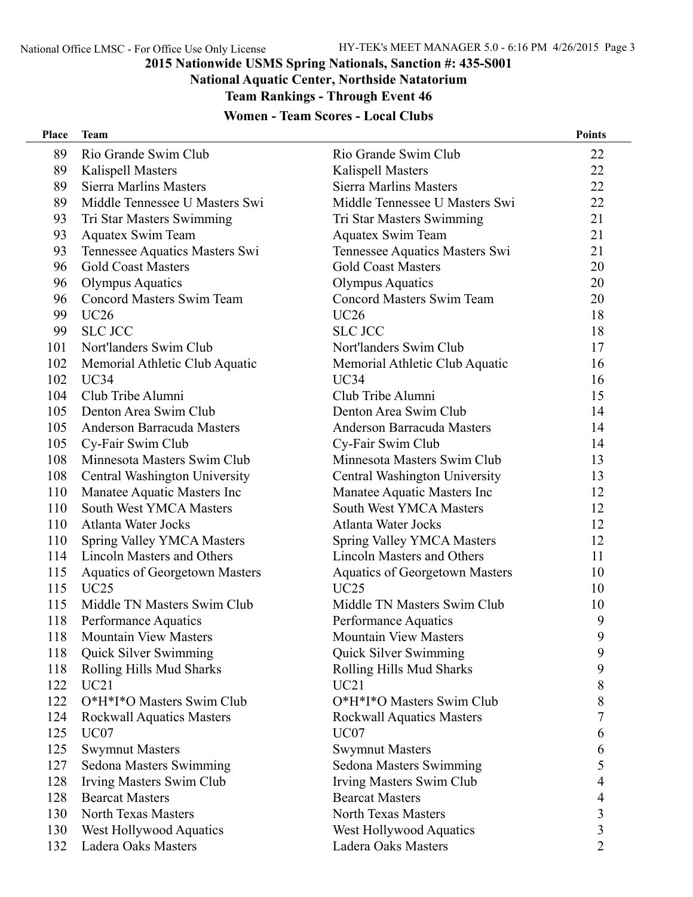## 2015 Nationwide USMS Spring Nationals, Sanction #: 435-S001

### National Aquatic Center, Northside Natatorium

### Team Rankings - Through Event 46

### Women - Team Scores - Local Clubs

| Place | Team | | Points |
|---|---|---|---|
| 89 | Rio Grande Swim Club | Rio Grande Swim Club | 22 |
| 89 | Kalispell Masters | Kalispell Masters | 22 |
| 89 | Sierra Marlins Masters | Sierra Marlins Masters | 22 |
| 89 | Middle Tennessee U Masters Swi | Middle Tennessee U Masters Swi | 22 |
| 93 | Tri Star Masters Swimming | Tri Star Masters Swimming | 21 |
| 93 | Aquatex Swim Team | Aquatex Swim Team | 21 |
| 93 | Tennessee Aquatics Masters Swi | Tennessee Aquatics Masters Swi | 21 |
| 96 | Gold Coast Masters | Gold Coast Masters | 20 |
| 96 | Olympus Aquatics | Olympus Aquatics | 20 |
| 96 | Concord Masters Swim Team | Concord Masters Swim Team | 20 |
| 99 | UC26 | UC26 | 18 |
| 99 | SLC JCC | SLC JCC | 18 |
| 101 | Nort'landers Swim Club | Nort'landers Swim Club | 17 |
| 102 | Memorial Athletic Club Aquatic | Memorial Athletic Club Aquatic | 16 |
| 102 | UC34 | UC34 | 16 |
| 104 | Club Tribe Alumni | Club Tribe Alumni | 15 |
| 105 | Denton Area Swim Club | Denton Area Swim Club | 14 |
| 105 | Anderson Barracuda Masters | Anderson Barracuda Masters | 14 |
| 105 | Cy-Fair Swim Club | Cy-Fair Swim Club | 14 |
| 108 | Minnesota Masters Swim Club | Minnesota Masters Swim Club | 13 |
| 108 | Central Washington University | Central Washington University | 13 |
| 110 | Manatee Aquatic Masters Inc | Manatee Aquatic Masters Inc | 12 |
| 110 | South West YMCA Masters | South West YMCA Masters | 12 |
| 110 | Atlanta Water Jocks | Atlanta Water Jocks | 12 |
| 110 | Spring Valley YMCA Masters | Spring Valley YMCA Masters | 12 |
| 114 | Lincoln Masters and Others | Lincoln Masters and Others | 11 |
| 115 | Aquatics of Georgetown Masters | Aquatics of Georgetown Masters | 10 |
| 115 | UC25 | UC25 | 10 |
| 115 | Middle TN Masters Swim Club | Middle TN Masters Swim Club | 10 |
| 118 | Performance Aquatics | Performance Aquatics | 9 |
| 118 | Mountain View Masters | Mountain View Masters | 9 |
| 118 | Quick Silver Swimming | Quick Silver Swimming | 9 |
| 118 | Rolling Hills Mud Sharks | Rolling Hills Mud Sharks | 9 |
| 122 | UC21 | UC21 | 8 |
| 122 | O*H*I*O Masters Swim Club | O*H*I*O Masters Swim Club | 8 |
| 124 | Rockwall Aquatics Masters | Rockwall Aquatics Masters | 7 |
| 125 | UC07 | UC07 | 6 |
| 125 | Swymnut Masters | Swymnut Masters | 6 |
| 127 | Sedona Masters Swimming | Sedona Masters Swimming | 5 |
| 128 | Irving Masters Swim Club | Irving Masters Swim Club | 4 |
| 128 | Bearcat Masters | Bearcat Masters | 4 |
| 130 | North Texas Masters | North Texas Masters | 3 |
| 130 | West Hollywood Aquatics | West Hollywood Aquatics | 3 |
| 132 | Ladera Oaks Masters | Ladera Oaks Masters | 2 |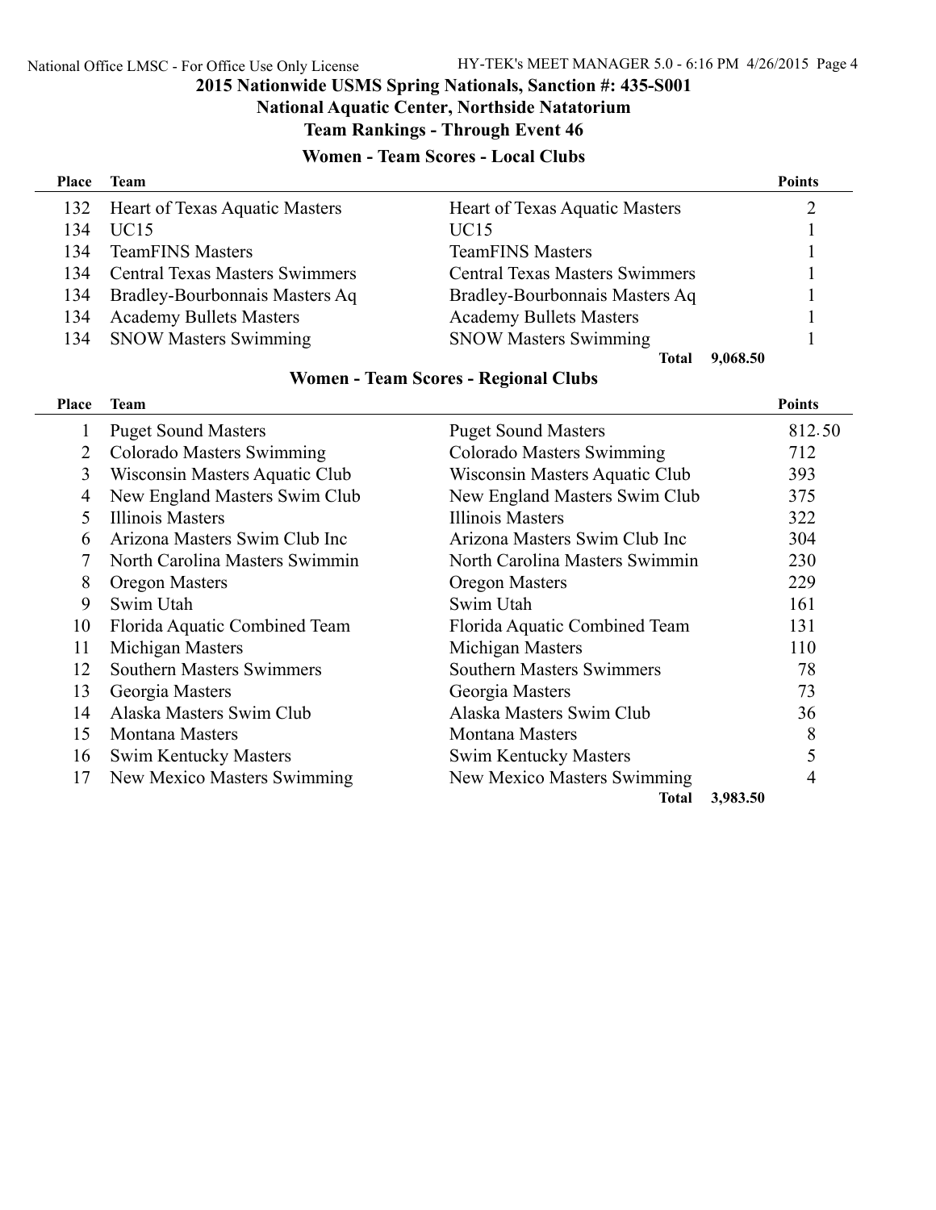## 2015 Nationwide USMS Spring Nationals, Sanction #: 435-S001

## National Aquatic Center, Northside Natatorium

## Team Rankings - Through Event 46

### Women - Team Scores - Local Clubs

| Place | Team | | Points |
|---|---|---|---|
| 132 | Heart of Texas Aquatic Masters | Heart of Texas Aquatic Masters | 2 |
| 134 | UC15 | UC15 | 1 |
| 134 | TeamFINS Masters | TeamFINS Masters | 1 |
| 134 | Central Texas Masters Swimmers | Central Texas Masters Swimmers | 1 |
| 134 | Bradley-Bourbonnais Masters Aq | Bradley-Bourbonnais Masters Aq | 1 |
| 134 | Academy Bullets Masters | Academy Bullets Masters | 1 |
| 134 | SNOW Masters Swimming | SNOW Masters Swimming | 1 |
| | | **Total** | **9,068.50** |

### Women - Team Scores - Regional Clubs

| Place | Team | | Points |
|---|---|---|---|
| 1 | Puget Sound Masters | Puget Sound Masters | 812.50 |
| 2 | Colorado Masters Swimming | Colorado Masters Swimming | 712 |
| 3 | Wisconsin Masters Aquatic Club | Wisconsin Masters Aquatic Club | 393 |
| 4 | New England Masters Swim Club | New England Masters Swim Club | 375 |
| 5 | Illinois Masters | Illinois Masters | 322 |
| 6 | Arizona Masters Swim Club Inc | Arizona Masters Swim Club Inc | 304 |
| 7 | North Carolina Masters Swimmin | North Carolina Masters Swimmin | 230 |
| 8 | Oregon Masters | Oregon Masters | 229 |
| 9 | Swim Utah | Swim Utah | 161 |
| 10 | Florida Aquatic Combined Team | Florida Aquatic Combined Team | 131 |
| 11 | Michigan Masters | Michigan Masters | 110 |
| 12 | Southern Masters Swimmers | Southern Masters Swimmers | 78 |
| 13 | Georgia Masters | Georgia Masters | 73 |
| 14 | Alaska Masters Swim Club | Alaska Masters Swim Club | 36 |
| 15 | Montana Masters | Montana Masters | 8 |
| 16 | Swim Kentucky Masters | Swim Kentucky Masters | 5 |
| 17 | New Mexico Masters Swimming | New Mexico Masters Swimming | 4 |
| | | **Total** | **3,983.50** |